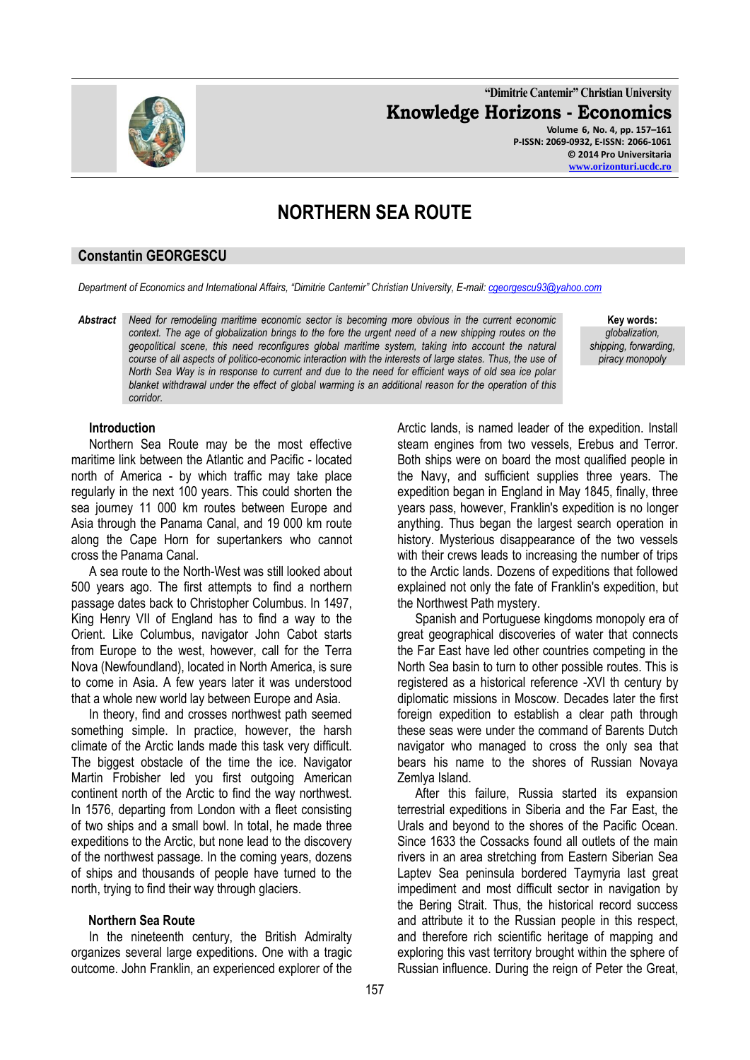# NORTHERN SEA ROUTE

## Constantin GEORGESCU

*Department of Economics and International Affairs, "Dimitrie Cantemir" Christian University, E-mail: cgeorgescu93@yahoo.com*

**Abstract** *Need for remodeling maritime economic sector is becoming more obvious in the current economic context. The age of globalization brings to the fore the urgent need of a new shipping routes on the geopolitical scene, this need reconfigures global maritime system, taking into account the natural course of all aspects of politico-economic interaction with the interests of large states. Thus, the use of North Sea Way is in response to current and due to the need for efficient ways of old sea ice polar blanket withdrawal under the effect of global warming is an additional reason for the operation of this corridor.*

**Key words:** *globalization, shipping, forwarding, piracy monopoly*

### Introduction

Northern Sea Route may be the most effective maritime link between the Atlantic and Pacific - located north of America - by which traffic may take place regularly in the next 100 years. This could shorten the sea journey 11 000 km routes between Europe and Asia through the Panama Canal, and 19 000 km route along the Cape Horn for supertankers who cannot cross the Panama Canal.

A sea route to the North-West was still looked about 500 years ago. The first attempts to find a northern passage dates back to Christopher Columbus. In 1497, King Henry VII of England has to find a way to the Orient. Like Columbus, navigator John Cabot starts from Europe to the west, however, call for the Terra Nova (Newfoundland), located in North America, is sure to come in Asia. A few years later it was understood that a whole new world lay between Europe and Asia.

In theory, find and crosses northwest path seemed something simple. In practice, however, the harsh climate of the Arctic lands made this task very difficult. The biggest obstacle of the time the ice. Navigator Martin Frobisher led you first outgoing American continent north of the Arctic to find the way northwest. In 1576, departing from London with a fleet consisting of two ships and a small bowl. In total, he made three expeditions to the Arctic, but none lead to the discovery of the northwest passage. In the coming years, dozens of ships and thousands of people have turned to the north, trying to find their way through glaciers.

### Northern Sea Route

In the nineteenth century, the British Admiralty organizes several large expeditions. One with a tragic outcome. John Franklin, an experienced explorer of the Arctic lands, is named leader of the expedition. Install steam engines from two vessels, Erebus and Terror. Both ships were on board the most qualified people in the Navy, and sufficient supplies three years. The expedition began in England in May 1845, finally, three years pass, however, Franklin's expedition is no longer anything. Thus began the largest search operation in history. Mysterious disappearance of the two vessels with their crews leads to increasing the number of trips to the Arctic lands. Dozens of expeditions that followed explained not only the fate of Franklin's expedition, but the Northwest Path mystery.

Spanish and Portuguese kingdoms monopoly era of great geographical discoveries of water that connects the Far East have led other countries competing in the North Sea basin to turn to other possible routes. This is registered as a historical reference -XVI th century by diplomatic missions in Moscow. Decades later the first foreign expedition to establish a clear path through these seas were under the command of Barents Dutch navigator who managed to cross the only sea that bears his name to the shores of Russian Novaya Zemlya Island.

After this failure, Russia started its expansion terrestrial expeditions in Siberia and the Far East, the Urals and beyond to the shores of the Pacific Ocean. Since 1633 the Cossacks found all outlets of the main rivers in an area stretching from Eastern Siberian Sea Laptev Sea peninsula bordered Taymyria last great impediment and most difficult sector in navigation by the Bering Strait. Thus, the historical record success and attribute it to the Russian people in this respect, and therefore rich scientific heritage of mapping and exploring this vast territory brought within the sphere of Russian influence. During the reign of Peter the Great,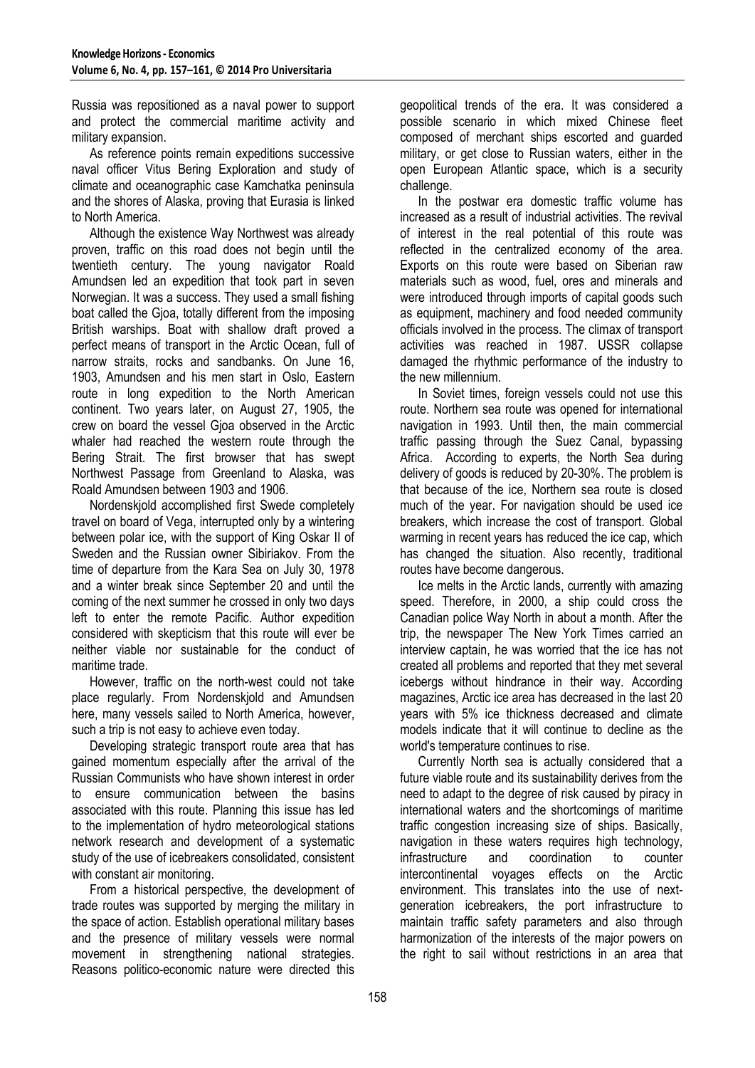Russia was repositioned as a naval power to support and protect the commercial maritime activity and military expansion.

As reference points remain expeditions successive naval officer Vitus Bering Exploration and study of climate and oceanographic case Kamchatka peninsula and the shores of Alaska, proving that Eurasia is linked to North America.

Although the existence Way Northwest was already proven, traffic on this road does not begin until the twentieth century. The young navigator Roald Amundsen led an expedition that took part in seven Norwegian. It was a success. They used a small fishing boat called the Gjoa, totally different from the imposing British warships. Boat with shallow draft proved a perfect means of transport in the Arctic Ocean, full of narrow straits, rocks and sandbanks. On June 16, 1903, Amundsen and his men start in Oslo, Eastern route in long expedition to the North American continent. Two years later, on August 27, 1905, the crew on board the vessel Gjoa observed in the Arctic whaler had reached the western route through the Bering Strait. The first browser that has swept Northwest Passage from Greenland to Alaska, was Roald Amundsen between 1903 and 1906.

Nordenskjold accomplished first Swede completely travel on board of Vega, interrupted only by a wintering between polar ice, with the support of King Oskar II of Sweden and the Russian owner Sibiriakov. From the time of departure from the Kara Sea on July 30, 1978 and a winter break since September 20 and until the coming of the next summer he crossed in only two days left to enter the remote Pacific. Author expedition considered with skepticism that this route will ever be neither viable nor sustainable for the conduct of maritime trade.

However, traffic on the north-west could not take place regularly. From Nordenskjold and Amundsen here, many vessels sailed to North America, however, such a trip is not easy to achieve even today.

Developing strategic transport route area that has gained momentum especially after the arrival of the Russian Communists who have shown interest in order to ensure communication between the basins associated with this route. Planning this issue has led to the implementation of hydro meteorological stations network research and development of a systematic study of the use of icebreakers consolidated, consistent with constant air monitoring.

From a historical perspective, the development of trade routes was supported by merging the military in the space of action. Establish operational military bases and the presence of military vessels were normal movement in strengthening national strategies. Reasons politico-economic nature were directed this geopolitical trends of the era. It was considered a possible scenario in which mixed Chinese fleet composed of merchant ships escorted and guarded military, or get close to Russian waters, either in the open European Atlantic space, which is a security challenge.

In the postwar era domestic traffic volume has increased as a result of industrial activities. The revival of interest in the real potential of this route was reflected in the centralized economy of the area. Exports on this route were based on Siberian raw materials such as wood, fuel, ores and minerals and were introduced through imports of capital goods such as equipment, machinery and food needed community officials involved in the process. The climax of transport activities was reached in 1987. USSR collapse damaged the rhythmic performance of the industry to the new millennium.

In Soviet times, foreign vessels could not use this route. Northern sea route was opened for international navigation in 1993. Until then, the main commercial traffic passing through the Suez Canal, bypassing Africa. According to experts, the North Sea during delivery of goods is reduced by 20-30%. The problem is that because of the ice, Northern sea route is closed much of the year. For navigation should be used ice breakers, which increase the cost of transport. Global warming in recent years has reduced the ice cap, which has changed the situation. Also recently, traditional routes have become dangerous.

Ice melts in the Arctic lands, currently with amazing speed. Therefore, in 2000, a ship could cross the Canadian police Way North in about a month. After the trip, the newspaper The New York Times carried an interview captain, he was worried that the ice has not created all problems and reported that they met several icebergs without hindrance in their way. According magazines, Arctic ice area has decreased in the last 20 years with 5% ice thickness decreased and climate models indicate that it will continue to decline as the world's temperature continues to rise.

Currently North sea is actually considered that a future viable route and its sustainability derives from the need to adapt to the degree of risk caused by piracy in international waters and the shortcomings of maritime traffic congestion increasing size of ships. Basically, navigation in these waters requires high technology, infrastructure and coordination to counter intercontinental voyages effects on the Arctic environment. This translates into the use of next-generation icebreakers, the port infrastructure to maintain traffic safety parameters and also through harmonization of the interests of the major powers on the right to sail without restrictions in an area that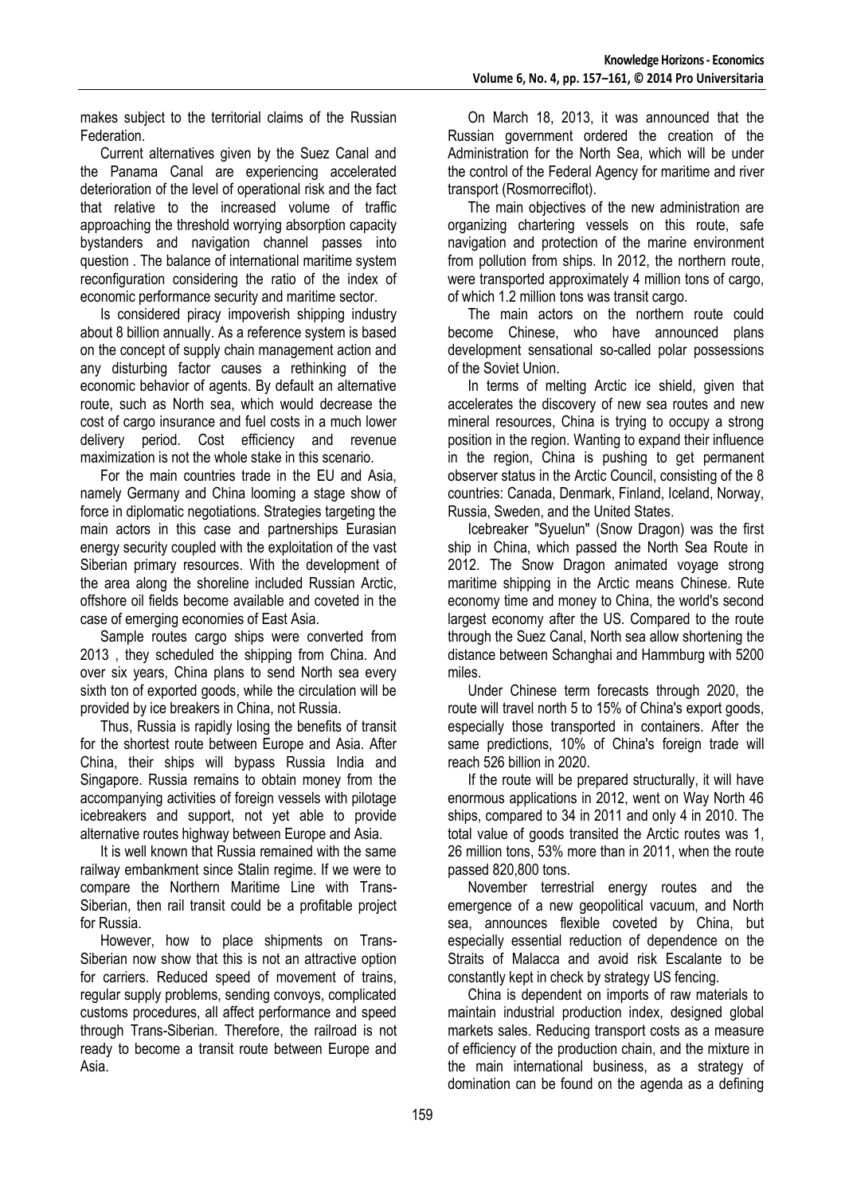makes subject to the territorial claims of the Russian Federation.

Current alternatives given by the Suez Canal and the Panama Canal are experiencing accelerated deterioration of the level of operational risk and the fact that relative to the increased volume of traffic approaching the threshold worrying absorption capacity bystanders and navigation channel passes into question . The balance of international maritime system reconfiguration considering the ratio of the index of economic performance security and maritime sector.

Is considered piracy impoverish shipping industry about 8 billion annually. As a reference system is based on the concept of supply chain management action and any disturbing factor causes a rethinking of the economic behavior of agents. By default an alternative route, such as North sea, which would decrease the cost of cargo insurance and fuel costs in a much lower delivery period. Cost efficiency and revenue maximization is not the whole stake in this scenario.

For the main countries trade in the EU and Asia, namely Germany and China looming a stage show of force in diplomatic negotiations. Strategies targeting the main actors in this case and partnerships Eurasian energy security coupled with the exploitation of the vast Siberian primary resources. With the development of the area along the shoreline included Russian Arctic, offshore oil fields become available and coveted in the case of emerging economies of East Asia.

Sample routes cargo ships were converted from 2013 , they scheduled the shipping from China. And over six years, China plans to send North sea every sixth ton of exported goods, while the circulation will be provided by ice breakers in China, not Russia.

Thus, Russia is rapidly losing the benefits of transit for the shortest route between Europe and Asia. After China, their ships will bypass Russia India and Singapore. Russia remains to obtain money from the accompanying activities of foreign vessels with pilotage icebreakers and support, not yet able to provide alternative routes highway between Europe and Asia.

It is well known that Russia remained with the same railway embankment since Stalin regime. If we were to compare the Northern Maritime Line with Trans-Siberian, then rail transit could be a profitable project for Russia.

However, how to place shipments on Trans-Siberian now show that this is not an attractive option for carriers. Reduced speed of movement of trains, regular supply problems, sending convoys, complicated customs procedures, all affect performance and speed through Trans-Siberian. Therefore, the railroad is not ready to become a transit route between Europe and Asia.

On March 18, 2013, it was announced that the Russian government ordered the creation of the Administration for the North Sea, which will be under the control of the Federal Agency for maritime and river transport (Rosmorreciflot).

The main objectives of the new administration are organizing chartering vessels on this route, safe navigation and protection of the marine environment from pollution from ships. In 2012, the northern route, were transported approximately 4 million tons of cargo, of which 1.2 million tons was transit cargo.

The main actors on the northern route could become Chinese, who have announced plans development sensational so-called polar possessions of the Soviet Union.

In terms of melting Arctic ice shield, given that accelerates the discovery of new sea routes and new mineral resources, China is trying to occupy a strong position in the region. Wanting to expand their influence in the region, China is pushing to get permanent observer status in the Arctic Council, consisting of the 8 countries: Canada, Denmark, Finland, Iceland, Norway, Russia, Sweden, and the United States.

Icebreaker "Syuelun" (Snow Dragon) was the first ship in China, which passed the North Sea Route in 2012. The Snow Dragon animated voyage strong maritime shipping in the Arctic means Chinese. Rute economy time and money to China, the world's second largest economy after the US. Compared to the route through the Suez Canal, North sea allow shortening the distance between Schanghai and Hammburg with 5200 miles.

Under Chinese term forecasts through 2020, the route will travel north 5 to 15% of China's export goods, especially those transported in containers. After the same predictions, 10% of China's foreign trade will reach 526 billion in 2020.

If the route will be prepared structurally, it will have enormous applications in 2012, went on Way North 46 ships, compared to 34 in 2011 and only 4 in 2010. The total value of goods transited the Arctic routes was 1, 26 million tons, 53% more than in 2011, when the route passed 820,800 tons.

November terrestrial energy routes and the emergence of a new geopolitical vacuum, and North sea, announces flexible coveted by China, but especially essential reduction of dependence on the Straits of Malacca and avoid risk Escalante to be constantly kept in check by strategy US fencing.

China is dependent on imports of raw materials to maintain industrial production index, designed global markets sales. Reducing transport costs as a measure of efficiency of the production chain, and the mixture in the main international business, as a strategy of domination can be found on the agenda as a defining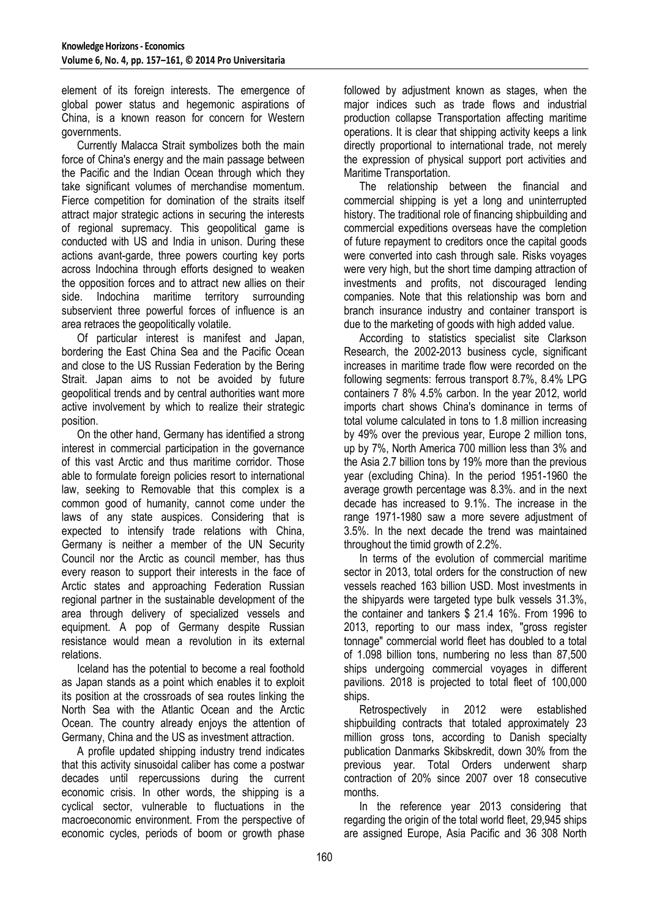element of its foreign interests. The emergence of global power status and hegemonic aspirations of China, is a known reason for concern for Western governments.

Currently Malacca Strait symbolizes both the main force of China's energy and the main passage between the Pacific and the Indian Ocean through which they take significant volumes of merchandise momentum. Fierce competition for domination of the straits itself attract major strategic actions in securing the interests of regional supremacy. This geopolitical game is conducted with US and India in unison. During these actions avant-garde, three powers courting key ports across Indochina through efforts designed to weaken the opposition forces and to attract new allies on their side. Indochina maritime territory surrounding subservient three powerful forces of influence is an area retraces the geopolitically volatile.

Of particular interest is manifest and Japan, bordering the East China Sea and the Pacific Ocean and close to the US Russian Federation by the Bering Strait. Japan aims to not be avoided by future geopolitical trends and by central authorities want more active involvement by which to realize their strategic position.

On the other hand, Germany has identified a strong interest in commercial participation in the governance of this vast Arctic and thus maritime corridor. Those able to formulate foreign policies resort to international law, seeking to Removable that this complex is a common good of humanity, cannot come under the laws of any state auspices. Considering that is expected to intensify trade relations with China, Germany is neither a member of the UN Security Council nor the Arctic as council member, has thus every reason to support their interests in the face of Arctic states and approaching Federation Russian regional partner in the sustainable development of the area through delivery of specialized vessels and equipment. A pop of Germany despite Russian resistance would mean a revolution in its external relations.

Iceland has the potential to become a real foothold as Japan stands as a point which enables it to exploit its position at the crossroads of sea routes linking the North Sea with the Atlantic Ocean and the Arctic Ocean. The country already enjoys the attention of Germany, China and the US as investment attraction.

A profile updated shipping industry trend indicates that this activity sinusoidal caliber has come a postwar decades until repercussions during the current economic crisis. In other words, the shipping is a cyclical sector, vulnerable to fluctuations in the macroeconomic environment. From the perspective of economic cycles, periods of boom or growth phase followed by adjustment known as stages, when the major indices such as trade flows and industrial production collapse Transportation affecting maritime operations. It is clear that shipping activity keeps a link directly proportional to international trade, not merely the expression of physical support port activities and Maritime Transportation.

The relationship between the financial and commercial shipping is yet a long and uninterrupted history. The traditional role of financing shipbuilding and commercial expeditions overseas have the completion of future repayment to creditors once the capital goods were converted into cash through sale. Risks voyages were very high, but the short time damping attraction of investments and profits, not discouraged lending companies. Note that this relationship was born and branch insurance industry and container transport is due to the marketing of goods with high added value.

According to statistics specialist site Clarkson Research, the 2002-2013 business cycle, significant increases in maritime trade flow were recorded on the following segments: ferrous transport 8.7%, 8.4% LPG containers 7 8% 4.5% carbon. In the year 2012, world imports chart shows China's dominance in terms of total volume calculated in tons to 1.8 million increasing by 49% over the previous year, Europe 2 million tons, up by 7%, North America 700 million less than 3% and the Asia 2.7 billion tons by 19% more than the previous year (excluding China). In the period 1951-1960 the average growth percentage was 8.3%. and in the next decade has increased to 9.1%. The increase in the range 1971-1980 saw a more severe adjustment of 3.5%. In the next decade the trend was maintained throughout the timid growth of 2.2%.

In terms of the evolution of commercial maritime sector in 2013, total orders for the construction of new vessels reached 163 billion USD. Most investments in the shipyards were targeted type bulk vessels 31.3%, the container and tankers $ 21.4 16%. From 1996 to 2013, reporting to our mass index, "gross register tonnage" commercial world fleet has doubled to a total of 1.098 billion tons, numbering no less than 87,500 ships undergoing commercial voyages in different pavilions. 2018 is projected to total fleet of 100,000 ships.

Retrospectively in 2012 were established shipbuilding contracts that totaled approximately 23 million gross tons, according to Danish specialty publication Danmarks Skibskredit, down 30% from the previous year. Total Orders underwent sharp contraction of 20% since 2007 over 18 consecutive months.

In the reference year 2013 considering that regarding the origin of the total world fleet, 29,945 ships are assigned Europe, Asia Pacific and 36 308 North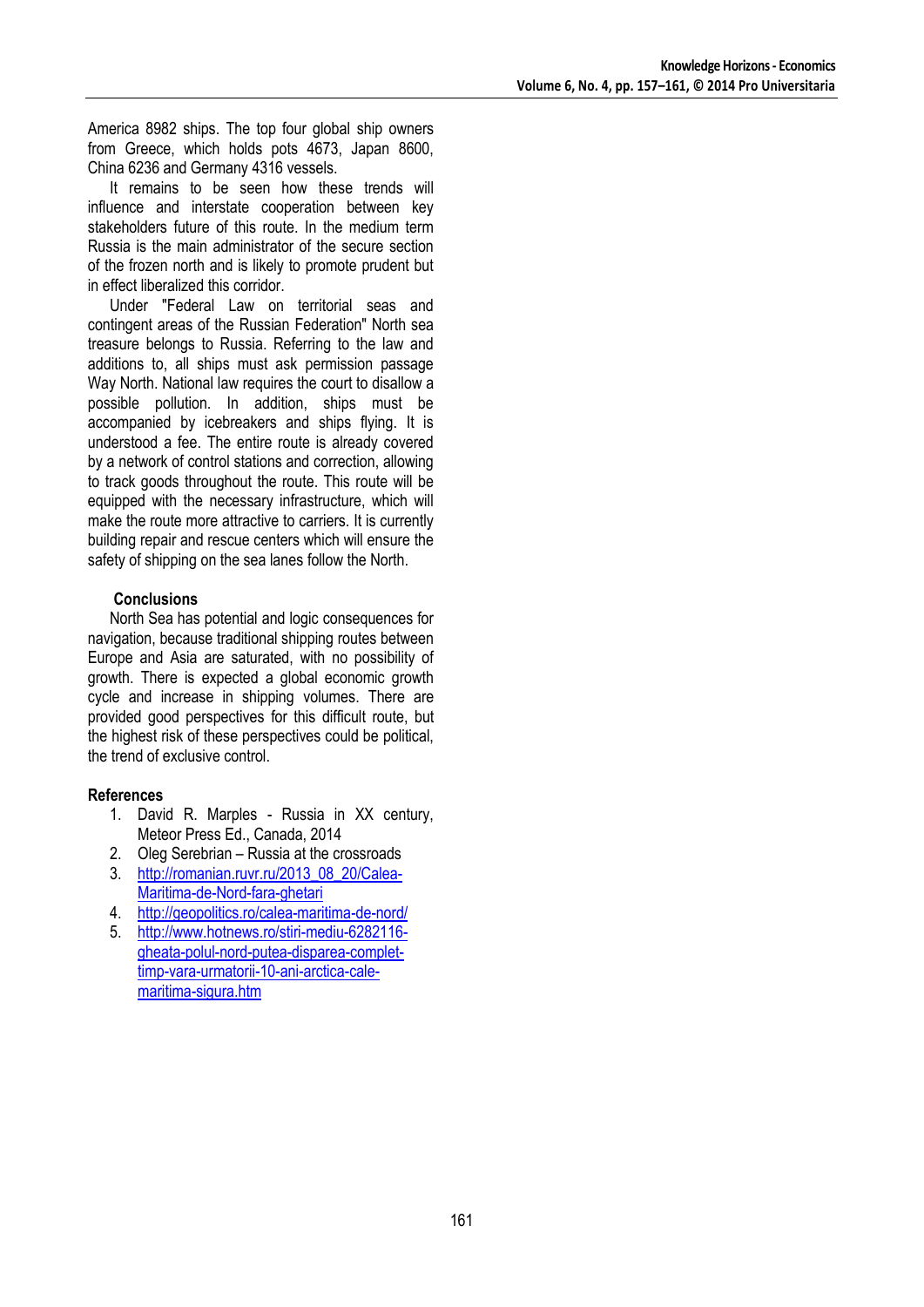America 8982 ships. The top four global ship owners from Greece, which holds pots 4673, Japan 8600, China 6236 and Germany 4316 vessels.

It remains to be seen how these trends will influence and interstate cooperation between key stakeholders future of this route. In the medium term Russia is the main administrator of the secure section of the frozen north and is likely to promote prudent but in effect liberalized this corridor.

Under "Federal Law on territorial seas and contingent areas of the Russian Federation" North sea treasure belongs to Russia. Referring to the law and additions to, all ships must ask permission passage Way North. National law requires the court to disallow a possible pollution. In addition, ships must be accompanied by icebreakers and ships flying. It is understood a fee. The entire route is already covered by a network of control stations and correction, allowing to track goods throughout the route. This route will be equipped with the necessary infrastructure, which will make the route more attractive to carriers. It is currently building repair and rescue centers which will ensure the safety of shipping on the sea lanes follow the North.

## Conclusions

North Sea has potential and logic consequences for navigation, because traditional shipping routes between Europe and Asia are saturated, with no possibility of growth. There is expected a global economic growth cycle and increase in shipping volumes. There are provided good perspectives for this difficult route, but the highest risk of these perspectives could be political, the trend of exclusive control.

## References

1. David R. Marples - Russia in XX century, Meteor Press Ed., Canada, 2014
2. Oleg Serebrian – Russia at the crossroads
3. http://romanian.ruvr.ru/2013_08_20/Calea-Maritima-de-Nord-fara-ghetari
4. http://geopolitics.ro/calea-maritima-de-nord/
5. http://www.hotnews.ro/stiri-mediu-6282116-gheata-polul-nord-putea-disparea-complet-timp-vara-urmatorii-10-ani-arctica-cale-maritima-sigura.htm